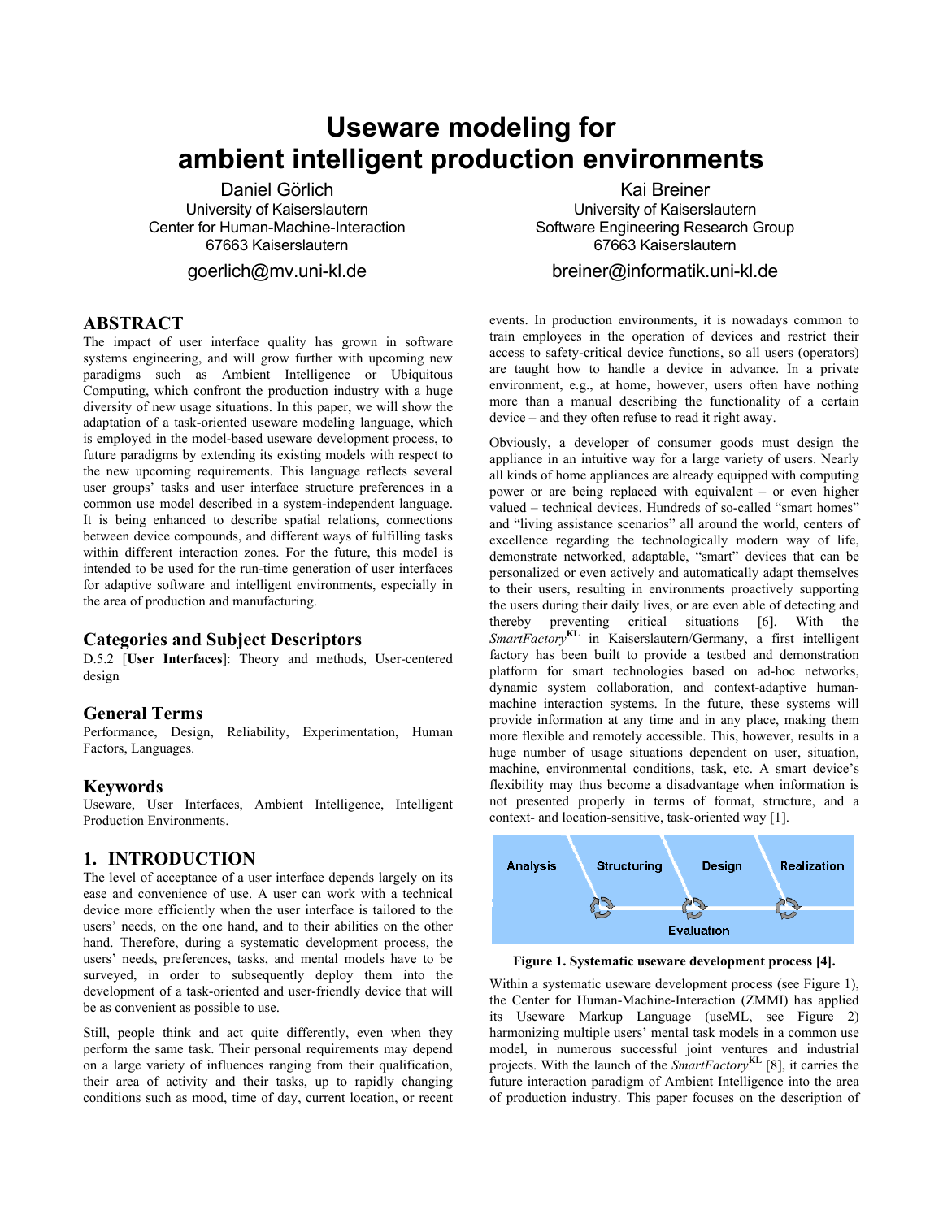# Useware modeling for ambient intelligent production environments

Daniel Görlich
University of Kaiserslautern
Center for Human-Machine-Interaction
67663 Kaiserslautern
goerlich@mv.uni-kl.de

Kai Breiner
University of Kaiserslautern
Software Engineering Research Group
67663 Kaiserslautern
breiner@informatik.uni-kl.de

## ABSTRACT

The impact of user interface quality has grown in software systems engineering, and will grow further with upcoming new paradigms such as Ambient Intelligence or Ubiquitous Computing, which confront the production industry with a huge diversity of new usage situations. In this paper, we will show the adaptation of a task-oriented useware modeling language, which is employed in the model-based useware development process, to future paradigms by extending its existing models with respect to the new upcoming requirements. This language reflects several user groups' tasks and user interface structure preferences in a common use model described in a system-independent language. It is being enhanced to describe spatial relations, connections between device compounds, and different ways of fulfilling tasks within different interaction zones. For the future, this model is intended to be used for the run-time generation of user interfaces for adaptive software and intelligent environments, especially in the area of production and manufacturing.

### Categories and Subject Descriptors

D.5.2 [**User Interfaces**]: Theory and methods, User-centered design

### General Terms

Performance, Design, Reliability, Experimentation, Human Factors, Languages.

### Keywords

Useware, User Interfaces, Ambient Intelligence, Intelligent Production Environments.

## 1. INTRODUCTION

The level of acceptance of a user interface depends largely on its ease and convenience of use. A user can work with a technical device more efficiently when the user interface is tailored to the users' needs, on the one hand, and to their abilities on the other hand. Therefore, during a systematic development process, the users' needs, preferences, tasks, and mental models have to be surveyed, in order to subsequently deploy them into the development of a task-oriented and user-friendly device that will be as convenient as possible to use.

Still, people think and act quite differently, even when they perform the same task. Their personal requirements may depend on a large variety of influences ranging from their qualification, their area of activity and their tasks, up to rapidly changing conditions such as mood, time of day, current location, or recent events. In production environments, it is nowadays common to train employees in the operation of devices and restrict their access to safety-critical device functions, so all users (operators) are taught how to handle a device in advance. In a private environment, e.g., at home, however, users often have nothing more than a manual describing the functionality of a certain device – and they often refuse to read it right away.

Obviously, a developer of consumer goods must design the appliance in an intuitive way for a large variety of users. Nearly all kinds of home appliances are already equipped with computing power or are being replaced with equivalent – or even higher valued – technical devices. Hundreds of so-called "smart homes" and "living assistance scenarios" all around the world, centers of excellence regarding the technologically modern way of life, demonstrate networked, adaptable, "smart" devices that can be personalized or even actively and automatically adapt themselves to their users, resulting in environments proactively supporting the users during their daily lives, or are even able of detecting and thereby preventing critical situations [6]. With the *SmartFactory*[KL] in Kaiserslautern/Germany, a first intelligent factory has been built to provide a testbed and demonstration platform for smart technologies based on ad-hoc networks, dynamic system collaboration, and context-adaptive human-machine interaction systems. In the future, these systems will provide information at any time and in any place, making them more flexible and remotely accessible. This, however, results in a huge number of usage situations dependent on user, situation, machine, environmental conditions, task, etc. A smart device's flexibility may thus become a disadvantage when information is not presented properly in terms of format, structure, and a context- and location-sensitive, task-oriented way [1].

Analysis | Structuring | Design | Realization | Evaluation

**Figure 1. Systematic useware development process [4].**

Within a systematic useware development process (see Figure 1), the Center for Human-Machine-Interaction (ZMMI) has applied its Useware Markup Language (useML, see Figure 2) harmonizing multiple users' mental task models in a common use model, in numerous successful joint ventures and industrial projects. With the launch of the *SmartFactory*[KL] [8], it carries the future interaction paradigm of Ambient Intelligence into the area of production industry. This paper focuses on the description of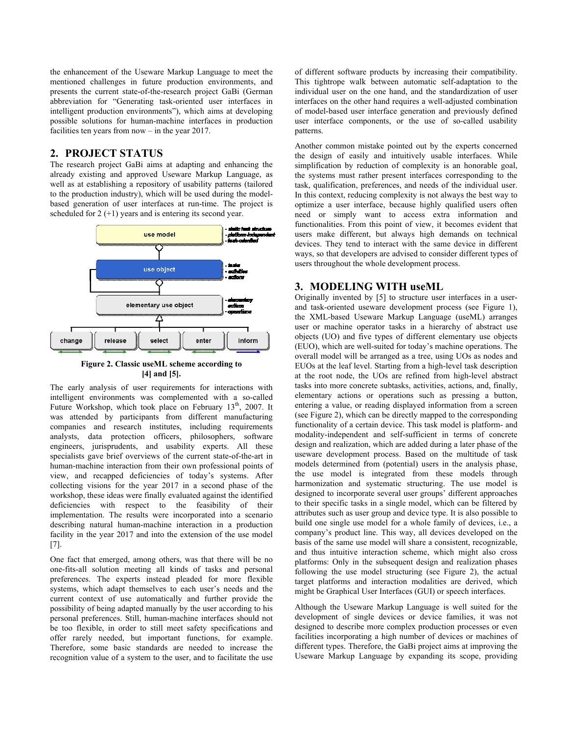the enhancement of the Useware Markup Language to meet the mentioned challenges in future production environments, and presents the current state-of-the-research project GaBi (German abbreviation for "Generating task-oriented user interfaces in intelligent production environments"), which aims at developing possible solutions for human-machine interfaces in production facilities ten years from now – in the year 2017.

## 2. PROJECT STATUS

The research project GaBi aims at adapting and enhancing the already existing and approved Useware Markup Language, as well as at establishing a repository of usability patterns (tailored to the production industry), which will be used during the model-based generation of user interfaces at run-time. The project is scheduled for 2 (+1) years and is entering its second year.

**Figure 2. Classic useML scheme according to [4] and [5].**

The early analysis of user requirements for interactions with intelligent environments was complemented with a so-called Future Workshop, which took place on February 13th, 2007. It was attended by participants from different manufacturing companies and research institutes, including requirements analysts, data protection officers, philosophers, software engineers, jurisprudents, and usability experts. All these specialists gave brief overviews of the current state-of-the-art in human-machine interaction from their own professional points of view, and recapped deficiencies of today's systems. After collecting visions for the year 2017 in a second phase of the workshop, these ideas were finally evaluated against the identified deficiencies with respect to the feasibility of their implementation. The results were incorporated into a scenario describing natural human-machine interaction in a production facility in the year 2017 and into the extension of the use model [7].

One fact that emerged, among others, was that there will be no one-fits-all solution meeting all kinds of tasks and personal preferences. The experts instead pleaded for more flexible systems, which adapt themselves to each user's needs and the current context of use automatically and further provide the possibility of being adapted manually by the user according to his personal preferences. Still, human-machine interfaces should not be too flexible, in order to still meet safety specifications and offer rarely needed, but important functions, for example. Therefore, some basic standards are needed to increase the recognition value of a system to the user, and to facilitate the use of different software products by increasing their compatibility. This tightrope walk between automatic self-adaptation to the individual user on the one hand, and the standardization of user interfaces on the other hand requires a well-adjusted combination of model-based user interface generation and previously defined user interface components, or the use of so-called usability patterns.

Another common mistake pointed out by the experts concerned the design of easily and intuitively usable interfaces. While simplification by reduction of complexity is an honorable goal, the systems must rather present interfaces corresponding to the task, qualification, preferences, and needs of the individual user. In this context, reducing complexity is not always the best way to optimize a user interface, because highly qualified users often need or simply want to access extra information and functionalities. From this point of view, it becomes evident that users make different, but always high demands on technical devices. They tend to interact with the same device in different ways, so that developers are advised to consider different types of users throughout the whole development process.

## 3. MODELING WITH useML

Originally invented by [5] to structure user interfaces in a user- and task-oriented useware development process (see Figure 1), the XML-based Useware Markup Language (useML) arranges user or machine operator tasks in a hierarchy of abstract use objects (UO) and five types of different elementary use objects (EUO), which are well-suited for today's machine operations. The overall model will be arranged as a tree, using UOs as nodes and EUOs at the leaf level. Starting from a high-level task description at the root node, the UOs are refined from high-level abstract tasks into more concrete subtasks, activities, actions, and, finally, elementary actions or operations such as pressing a button, entering a value, or reading displayed information from a screen (see Figure 2), which can be directly mapped to the corresponding functionality of a certain device. This task model is platform- and modality-independent and self-sufficient in terms of concrete design and realization, which are added during a later phase of the useware development process. Based on the multitude of task models determined from (potential) users in the analysis phase, the use model is integrated from these models through harmonization and systematic structuring. The use model is designed to incorporate several user groups' different approaches to their specific tasks in a single model, which can be filtered by attributes such as user group and device type. It is also possible to build one single use model for a whole family of devices, i.e., a company's product line. This way, all devices developed on the basis of the same use model will share a consistent, recognizable, and thus intuitive interaction scheme, which might also cross platforms: Only in the subsequent design and realization phases following the use model structuring (see Figure 2), the actual target platforms and interaction modalities are derived, which might be Graphical User Interfaces (GUI) or speech interfaces.

Although the Useware Markup Language is well suited for the development of single devices or device families, it was not designed to describe more complex production processes or even facilities incorporating a high number of devices or machines of different types. Therefore, the GaBi project aims at improving the Useware Markup Language by expanding its scope, providing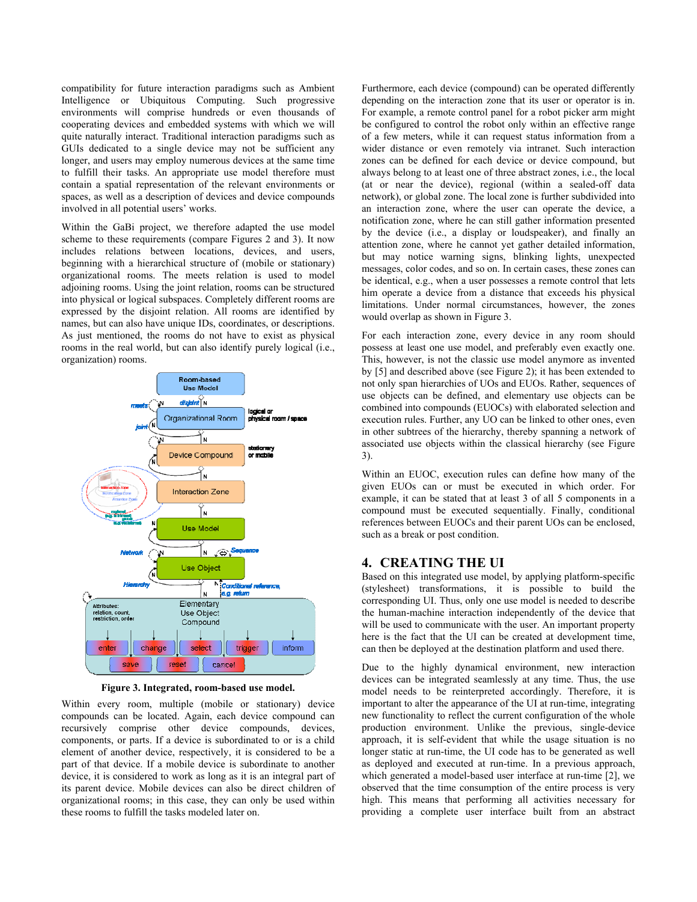compatibility for future interaction paradigms such as Ambient Intelligence or Ubiquitous Computing. Such progressive environments will comprise hundreds or even thousands of cooperating devices and embedded systems with which we will quite naturally interact. Traditional interaction paradigms such as GUIs dedicated to a single device may not be sufficient any longer, and users may employ numerous devices at the same time to fulfill their tasks. An appropriate use model therefore must contain a spatial representation of the relevant environments or spaces, as well as a description of devices and device compounds involved in all potential users' works.

Within the GaBi project, we therefore adapted the use model scheme to these requirements (compare Figures 2 and 3). It now includes relations between locations, devices, and users, beginning with a hierarchical structure of (mobile or stationary) organizational rooms. The meets relation is used to model adjoining rooms. Using the joint relation, rooms can be structured into physical or logical subspaces. Completely different rooms are expressed by the disjoint relation. All rooms are identified by names, but can also have unique IDs, coordinates, or descriptions. As just mentioned, the rooms do not have to exist as physical rooms in the real world, but can also identify purely logical (i.e., organization) rooms.

**Figure 3. Integrated, room-based use model.**

Within every room, multiple (mobile or stationary) device compounds can be located. Again, each device compound can recursively comprise other device compounds, devices, components, or parts. If a device is subordinated to or is a child element of another device, respectively, it is considered to be a part of that device. If a mobile device is subordinate to another device, it is considered to work as long as it is an integral part of its parent device. Mobile devices can also be direct children of organizational rooms; in this case, they can only be used within these rooms to fulfill the tasks modeled later on.

Furthermore, each device (compound) can be operated differently depending on the interaction zone that its user or operator is in. For example, a remote control panel for a robot picker arm might be configured to control the robot only within an effective range of a few meters, while it can request status information from a wider distance or even remotely via intranet. Such interaction zones can be defined for each device or device compound, but always belong to at least one of three abstract zones, i.e., the local (at or near the device), regional (within a sealed-off data network), or global zone. The local zone is further subdivided into an interaction zone, where the user can operate the device, a notification zone, where he can still gather information presented by the device (i.e., a display or loudspeaker), and finally an attention zone, where he cannot yet gather detailed information, but may notice warning signs, blinking lights, unexpected messages, color codes, and so on. In certain cases, these zones can be identical, e.g., when a user possesses a remote control that lets him operate a device from a distance that exceeds his physical limitations. Under normal circumstances, however, the zones would overlap as shown in Figure 3.

For each interaction zone, every device in any room should possess at least one use model, and preferably even exactly one. This, however, is not the classic use model anymore as invented by [5] and described above (see Figure 2); it has been extended to not only span hierarchies of UOs and EUOs. Rather, sequences of use objects can be defined, and elementary use objects can be combined into compounds (EUOCs) with elaborated selection and execution rules. Further, any UO can be linked to other ones, even in other subtrees of the hierarchy, thereby spanning a network of associated use objects within the classical hierarchy (see Figure 3).

Within an EUOC, execution rules can define how many of the given EUOs can or must be executed in which order. For example, it can be stated that at least 3 of all 5 components in a compound must be executed sequentially. Finally, conditional references between EUOCs and their parent UOs can be enclosed, such as a break or post condition.

## 4. CREATING THE UI

Based on this integrated use model, by applying platform-specific (stylesheet) transformations, it is possible to build the corresponding UI. Thus, only one use model is needed to describe the human-machine interaction independently of the device that will be used to communicate with the user. An important property here is the fact that the UI can be created at development time, can then be deployed at the destination platform and used there.

Due to the highly dynamical environment, new interaction devices can be integrated seamlessly at any time. Thus, the use model needs to be reinterpreted accordingly. Therefore, it is important to alter the appearance of the UI at run-time, integrating new functionality to reflect the current configuration of the whole production environment. Unlike the previous, single-device approach, it is self-evident that while the usage situation is no longer static at run-time, the UI code has to be generated as well as deployed and executed at run-time. In a previous approach, which generated a model-based user interface at run-time [2], we observed that the time consumption of the entire process is very high. This means that performing all activities necessary for providing a complete user interface built from an abstract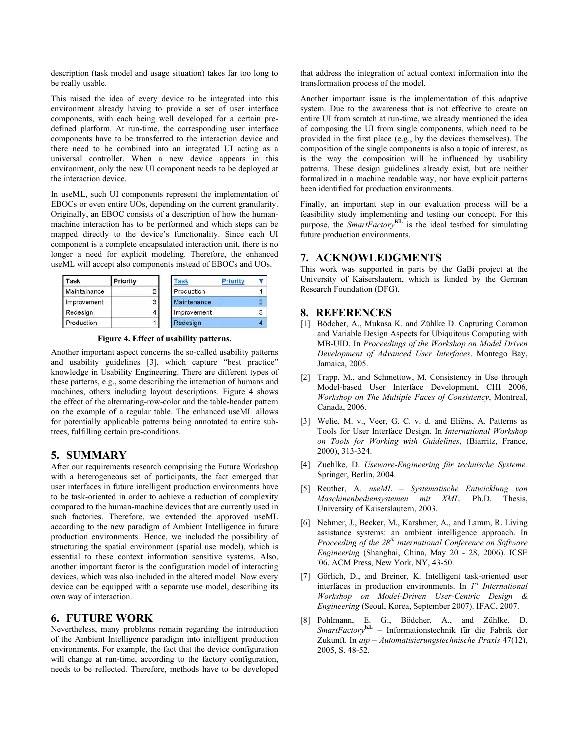description (task model and usage situation) takes far too long to be really usable.

This raised the idea of every device to be integrated into this environment already having to provide a set of user interface components, with each being well developed for a certain pre-defined platform. At run-time, the corresponding user interface components have to be transferred to the interaction device and there need to be combined into an integrated UI acting as a universal controller. When a new device appears in this environment, only the new UI component needs to be deployed at the interaction device.

In useML, such UI components represent the implementation of EBOCs or even entire UOs, depending on the current granularity. Originally, an EBOC consists of a description of how the human-machine interaction has to be performed and which steps can be mapped directly to the device's functionality. Since each UI component is a complete encapsulated interaction unit, there is no longer a need for explicit modeling. Therefore, the enhanced useML will accept also components instead of EBOCs and UOs.

| Task | Priority |
|---|---|
| Maintainance | 2 |
| Improvement | 3 |
| Redesign | 4 |
| Production | 1 |

| Task | Priority ▼ |
|---|---|
| Production | 1 |
| Maintenance | 2 |
| Improvement | 3 |
| Redesign | 4 |

**Figure 4. Effect of usability patterns.**

Another important aspect concerns the so-called usability patterns and usability guidelines [3], which capture "best practice" knowledge in Usability Engineering. There are different types of these patterns, e.g., some describing the interaction of humans and machines, others including layout descriptions. Figure 4 shows the effect of the alternating-row-color and the table-header pattern on the example of a regular table. The enhanced useML allows for potentially applicable patterns being annotated to entire sub-trees, fulfilling certain pre-conditions.

## 5. SUMMARY

After our requirements research comprising the Future Workshop with a heterogeneous set of participants, the fact emerged that user interfaces in future intelligent production environments have to be task-oriented in order to achieve a reduction of complexity compared to the human-machine devices that are currently used in such factories. Therefore, we extended the approved useML according to the new paradigm of Ambient Intelligence in future production environments. Hence, we included the possibility of structuring the spatial environment (spatial use model), which is essential to these context information sensitive systems. Also, another important factor is the configuration model of interacting devices, which was also included in the altered model. Now every device can be equipped with a separate use model, describing its own way of interaction.

## 6. FUTURE WORK

Nevertheless, many problems remain regarding the introduction of the Ambient Intelligence paradigm into intelligent production environments. For example, the fact that the device configuration will change at run-time, according to the factory configuration, needs to be reflected. Therefore, methods have to be developed that address the integration of actual context information into the transformation process of the model.

Another important issue is the implementation of this adaptive system. Due to the awareness that is not effective to create an entire UI from scratch at run-time, we already mentioned the idea of composing the UI from single components, which need to be provided in the first place (e.g., by the devices themselves). The composition of the single components is also a topic of interest, as is the way the composition will be influenced by usability patterns. These design guidelines already exist, but are neither formalized in a machine readable way, nor have explicit patterns been identified for production environments.

Finally, an important step in our evaluation process will be a feasibility study implementing and testing our concept. For this purpose, the *SmartFactory*$^{KL}$ is the ideal testbed for simulating future production environments.

## 7. ACKNOWLEDGMENTS

This work was supported in parts by the GaBi project at the University of Kaiserslautern, which is funded by the German Research Foundation (DFG).

## 8. REFERENCES

[1] Bödcher, A., Mukasa K. and Zühlke D. Capturing Common and Variable Design Aspects for Ubiquitous Computing with MB-UID. In *Proceedings of the Workshop on Model Driven Development of Advanced User Interfaces*. Montego Bay, Jamaica, 2005.

[2] Trapp, M., and Schmettow, M. Consistency in Use through Model-based User Interface Development, CHI 2006, *Workshop on The Multiple Faces of Consistency*, Montreal, Canada, 2006.

[3] Welie, M. v., Veer, G. C. v. d. and Eliëns, A. Patterns as Tools for User Interface Design. In *International Workshop on Tools for Working with Guidelines*, (Biarritz, France, 2000), 313-324.

[4] Zuehlke, D. *Useware-Engineering für technische Systeme.* Springer, Berlin, 2004.

[5] Reuther, A. *useML – Systematische Entwicklung von Maschinenbediensystemen mit XML.* Ph.D. Thesis, University of Kaiserslautern, 2003.

[6] Nehmer, J., Becker, M., Karshmer, A., and Lamm, R. Living assistance systems: an ambient intelligence approach. In *Proceeding of the 28th international Conference on Software Engineering* (Shanghai, China, May 20 - 28, 2006). ICSE '06. ACM Press, New York, NY, 43-50.

[7] Görlich, D., and Breiner, K. Intelligent task-oriented user interfaces in production environments. In *1st International Workshop on Model-Driven User-Centric Design & Engineering* (Seoul, Korea, September 2007). IFAC, 2007.

[8] Pohlmann, E. G., Bödcher, A., and Zühlke, D. *SmartFactory*$^{KL}$ – Informationstechnik für die Fabrik der Zukunft. In *atp – Automatisierungstechnische Praxis* 47(12), 2005, S. 48-52.